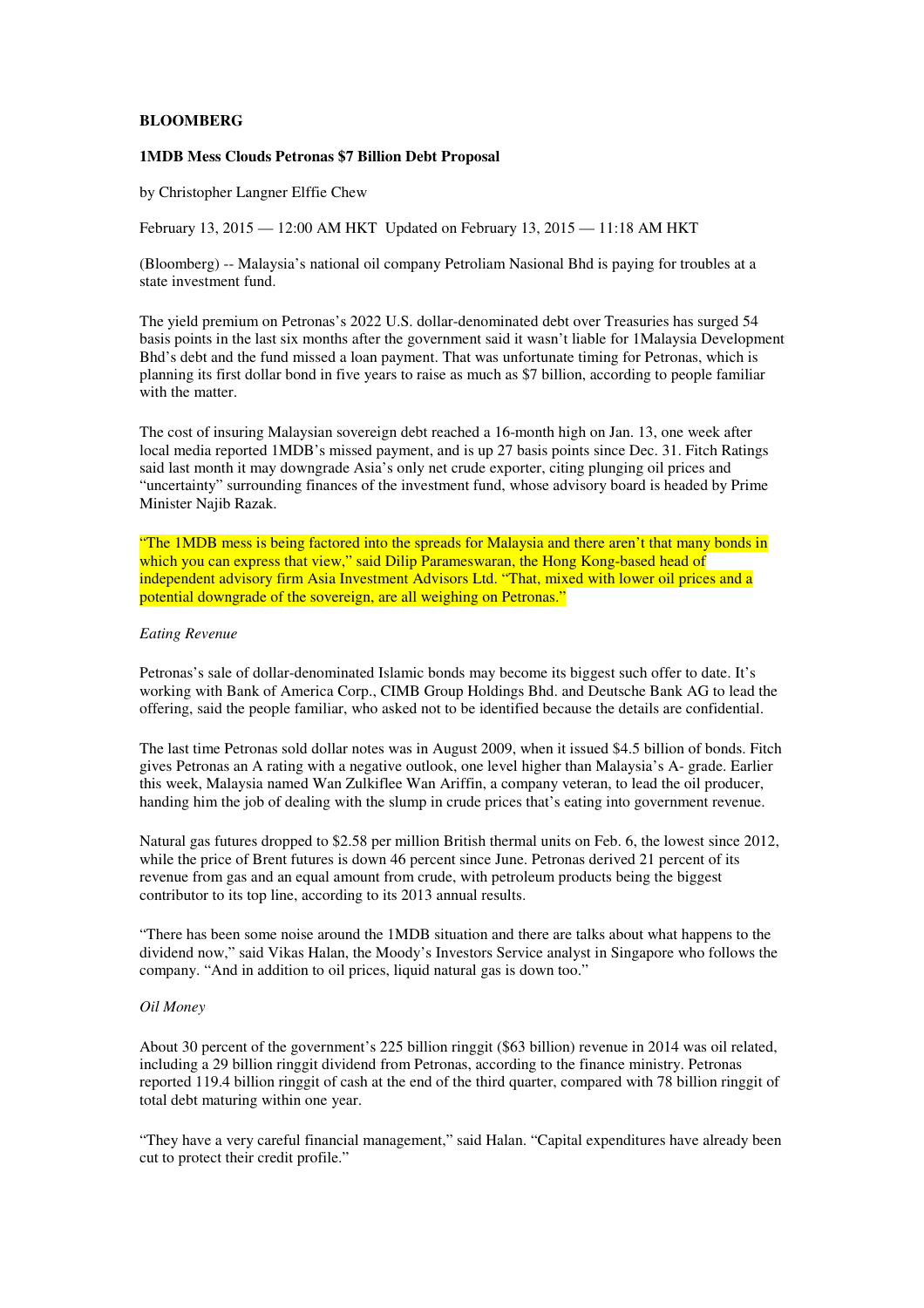**BLOOMBERG**

**1MDB Mess Clouds Petronas $7 Billion Debt Proposal**

by Christopher Langner Elffie Chew

February 13, 2015 — 12:00 AM HKT Updated on February 13, 2015 — 11:18 AM HKT

(Bloomberg) -- Malaysia's national oil company Petroliam Nasional Bhd is paying for troubles at a state investment fund.

The yield premium on Petronas's 2022 U.S. dollar-denominated debt over Treasuries has surged 54 basis points in the last six months after the government said it wasn't liable for 1Malaysia Development Bhd's debt and the fund missed a loan payment. That was unfortunate timing for Petronas, which is planning its first dollar bond in five years to raise as much as $7 billion, according to people familiar with the matter.

The cost of insuring Malaysian sovereign debt reached a 16-month high on Jan. 13, one week after local media reported 1MDB's missed payment, and is up 27 basis points since Dec. 31. Fitch Ratings said last month it may downgrade Asia's only net crude exporter, citing plunging oil prices and "uncertainty" surrounding finances of the investment fund, whose advisory board is headed by Prime Minister Najib Razak.

"The 1MDB mess is being factored into the spreads for Malaysia and there aren't that many bonds in which you can express that view," said Dilip Parameswaran, the Hong Kong-based head of independent advisory firm Asia Investment Advisors Ltd. "That, mixed with lower oil prices and a potential downgrade of the sovereign, are all weighing on Petronas."

*Eating Revenue*

Petronas's sale of dollar-denominated Islamic bonds may become its biggest such offer to date. It's working with Bank of America Corp., CIMB Group Holdings Bhd. and Deutsche Bank AG to lead the offering, said the people familiar, who asked not to be identified because the details are confidential.

The last time Petronas sold dollar notes was in August 2009, when it issued $4.5 billion of bonds. Fitch gives Petronas an A rating with a negative outlook, one level higher than Malaysia's A- grade. Earlier this week, Malaysia named Wan Zulkiflee Wan Ariffin, a company veteran, to lead the oil producer, handing him the job of dealing with the slump in crude prices that's eating into government revenue.

Natural gas futures dropped to $2.58 per million British thermal units on Feb. 6, the lowest since 2012, while the price of Brent futures is down 46 percent since June. Petronas derived 21 percent of its revenue from gas and an equal amount from crude, with petroleum products being the biggest contributor to its top line, according to its 2013 annual results.

"There has been some noise around the 1MDB situation and there are talks about what happens to the dividend now," said Vikas Halan, the Moody's Investors Service analyst in Singapore who follows the company. "And in addition to oil prices, liquid natural gas is down too."

*Oil Money*

About 30 percent of the government's 225 billion ringgit ($63 billion) revenue in 2014 was oil related, including a 29 billion ringgit dividend from Petronas, according to the finance ministry. Petronas reported 119.4 billion ringgit of cash at the end of the third quarter, compared with 78 billion ringgit of total debt maturing within one year.

"They have a very careful financial management," said Halan. "Capital expenditures have already been cut to protect their credit profile."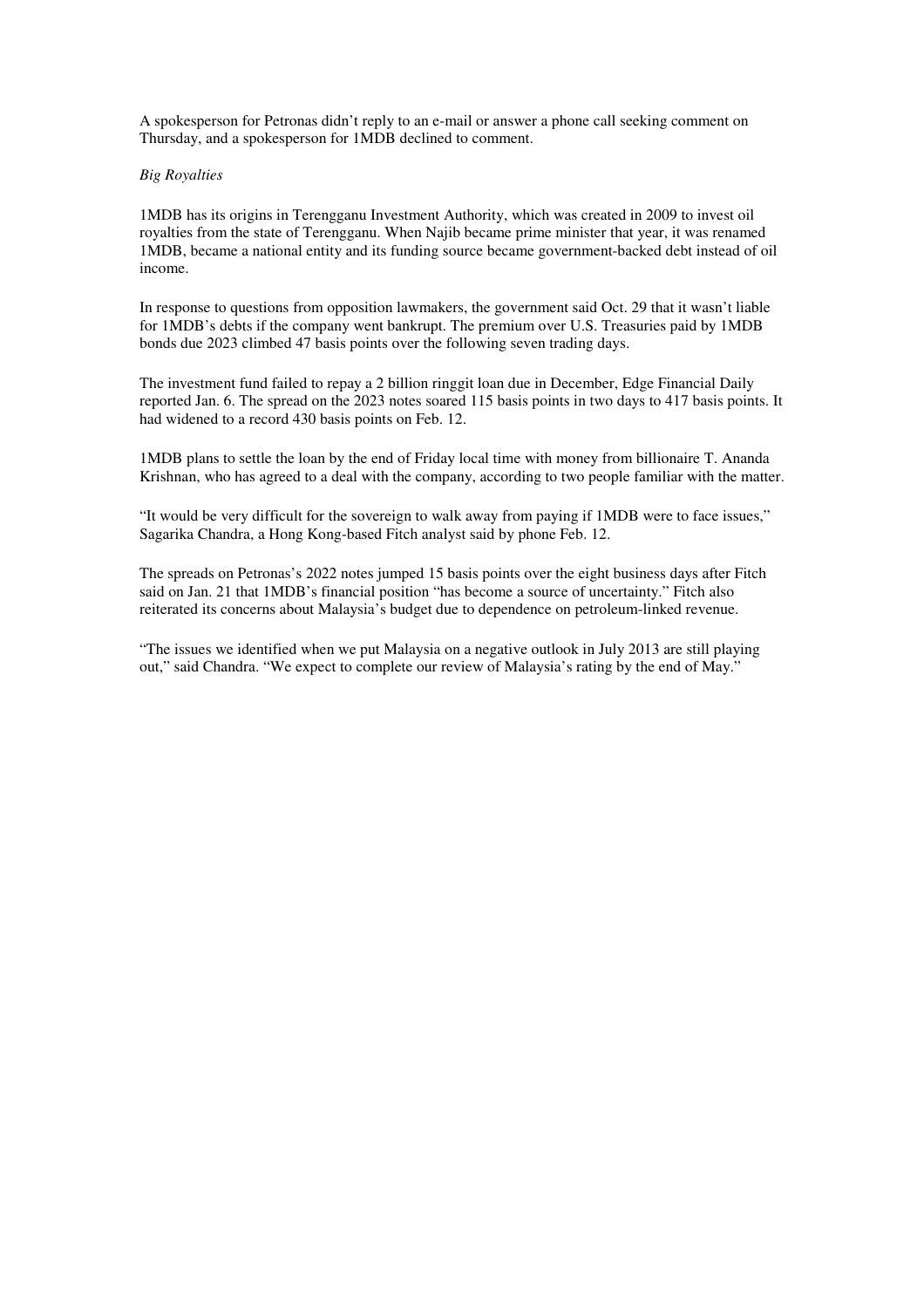A spokesperson for Petronas didn't reply to an e-mail or answer a phone call seeking comment on Thursday, and a spokesperson for 1MDB declined to comment.

*Big Royalties*

1MDB has its origins in Terengganu Investment Authority, which was created in 2009 to invest oil royalties from the state of Terengganu. When Najib became prime minister that year, it was renamed 1MDB, became a national entity and its funding source became government-backed debt instead of oil income.

In response to questions from opposition lawmakers, the government said Oct. 29 that it wasn't liable for 1MDB's debts if the company went bankrupt. The premium over U.S. Treasuries paid by 1MDB bonds due 2023 climbed 47 basis points over the following seven trading days.

The investment fund failed to repay a 2 billion ringgit loan due in December, Edge Financial Daily reported Jan. 6. The spread on the 2023 notes soared 115 basis points in two days to 417 basis points. It had widened to a record 430 basis points on Feb. 12.

1MDB plans to settle the loan by the end of Friday local time with money from billionaire T. Ananda Krishnan, who has agreed to a deal with the company, according to two people familiar with the matter.

"It would be very difficult for the sovereign to walk away from paying if 1MDB were to face issues," Sagarika Chandra, a Hong Kong-based Fitch analyst said by phone Feb. 12.

The spreads on Petronas's 2022 notes jumped 15 basis points over the eight business days after Fitch said on Jan. 21 that 1MDB's financial position "has become a source of uncertainty." Fitch also reiterated its concerns about Malaysia's budget due to dependence on petroleum-linked revenue.

"The issues we identified when we put Malaysia on a negative outlook in July 2013 are still playing out," said Chandra. "We expect to complete our review of Malaysia's rating by the end of May."